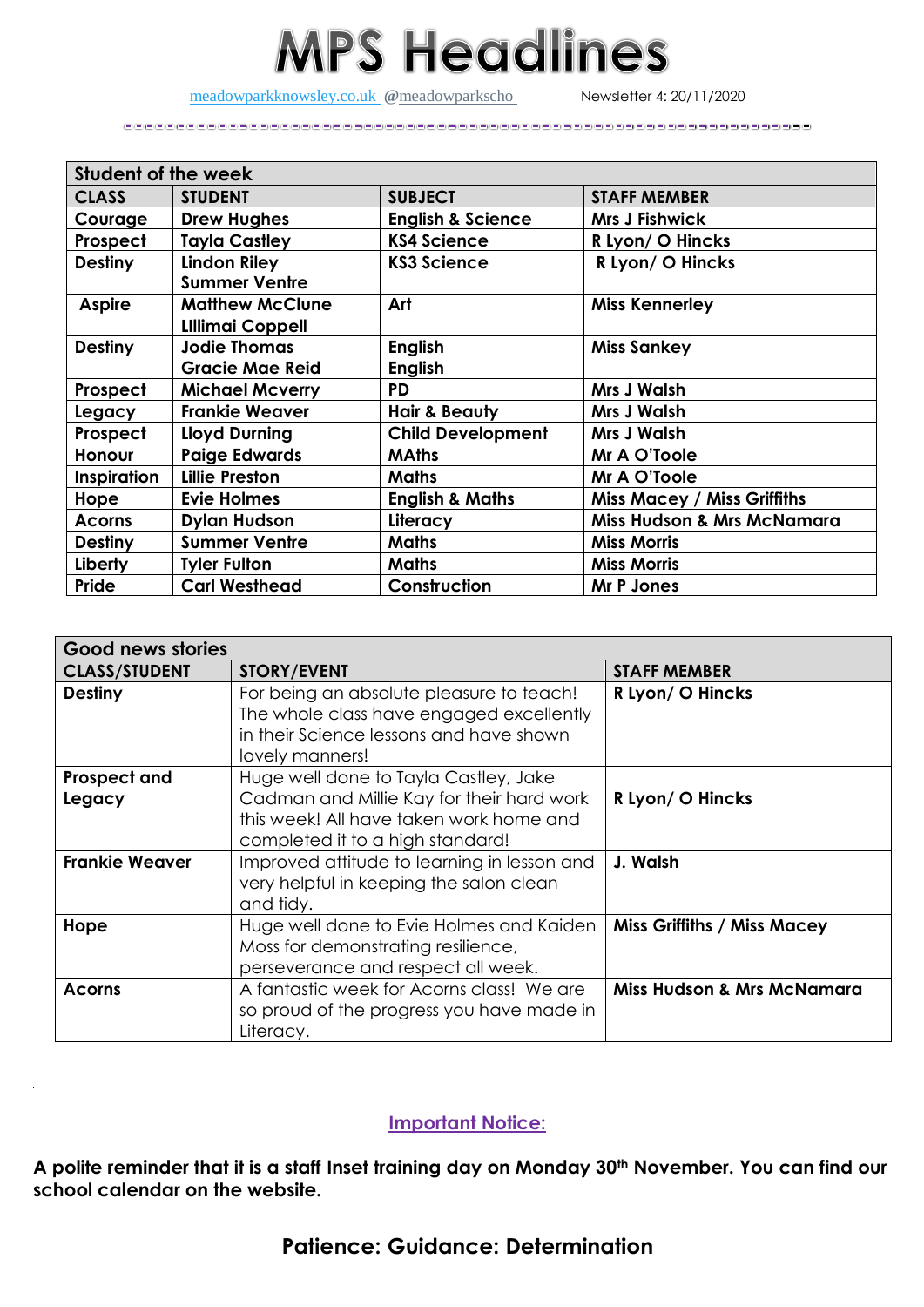# MPS Headlines

meadowparkknowsley.co.uk @meadowparkscho Newsletter 4: 20/11/2020

| Student of the week | | | |
|---|---|---|---|
| **CLASS** | **STUDENT** | **SUBJECT** | **STAFF MEMBER** |
| Courage | Drew Hughes | English & Science | Mrs J Fishwick |
| Prospect | Tayla Castley | KS4 Science | R Lyon/ O Hincks |
| Destiny | Lindon Riley<br>Summer Ventre | KS3 Science | R Lyon/ O Hincks |
| Aspire | Matthew McClune<br>Llllimai Coppell | Art | Miss Kennerley |
| Destiny | Jodie Thomas<br>Gracie Mae Reid | English<br>English | Miss Sankey |
| Prospect | Michael Mcverry | PD | Mrs J Walsh |
| Legacy | Frankie Weaver | Hair & Beauty | Mrs J Walsh |
| Prospect | Lloyd Durning | Child Development | Mrs J Walsh |
| Honour | Paige Edwards | MAths | Mr A O'Toole |
| Inspiration | Lillie Preston | Maths | Mr A O'Toole |
| Hope | Evie Holmes | English & Maths | Miss Macey / Miss Griffiths |
| Acorns | Dylan Hudson | Literacy | Miss Hudson & Mrs McNamara |
| Destiny | Summer Ventre | Maths | Miss Morris |
| Liberty | Tyler Fulton | Maths | Miss Morris |
| Pride | Carl Westhead | Construction | Mr P Jones |

| Good news stories | | |
|---|---|---|
| **CLASS/STUDENT** | **STORY/EVENT** | **STAFF MEMBER** |
| **Destiny** | For being an absolute pleasure to teach! The whole class have engaged excellently in their Science lessons and have shown lovely manners! | **R Lyon/ O Hincks** |
| **Prospect and Legacy** | Huge well done to Tayla Castley, Jake Cadman and Millie Kay for their hard work this week! All have taken work home and completed it to a high standard! | **R Lyon/ O Hincks** |
| **Frankie Weaver** | Improved attitude to learning in lesson and very helpful in keeping the salon clean and tidy. | **J. Walsh** |
| **Hope** | Huge well done to Evie Holmes and Kaiden Moss for demonstrating resilience, perseverance and respect all week. | **Miss Griffiths / Miss Macey** |
| **Acorns** | A fantastic week for Acorns class! We are so proud of the progress you have made in Literacy. | **Miss Hudson & Mrs McNamara** |

## Important Notice:

**A polite reminder that it is a staff Inset training day on Monday 30th November. You can find our school calendar on the website.**

## Patience: Guidance: Determination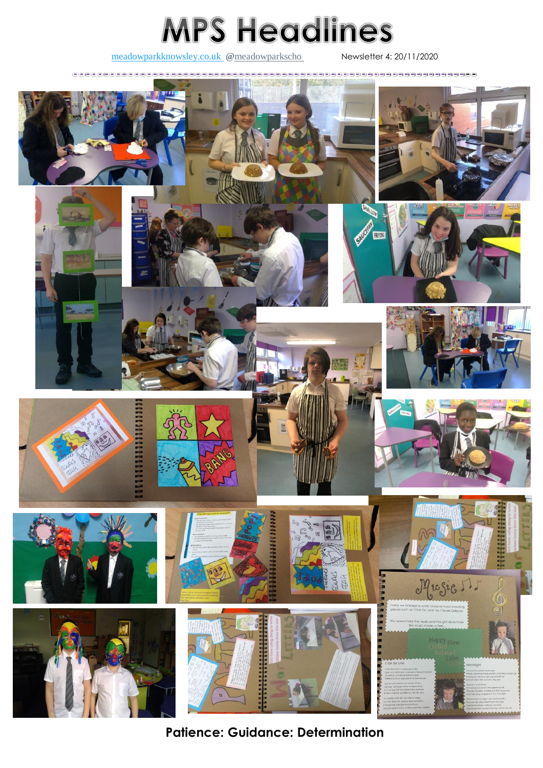# MPS Headlines

meadowparkknowsley.co.uk @meadowparkscho    Newsletter 4: 20/11/2020

**Patience: Guidance: Determination**